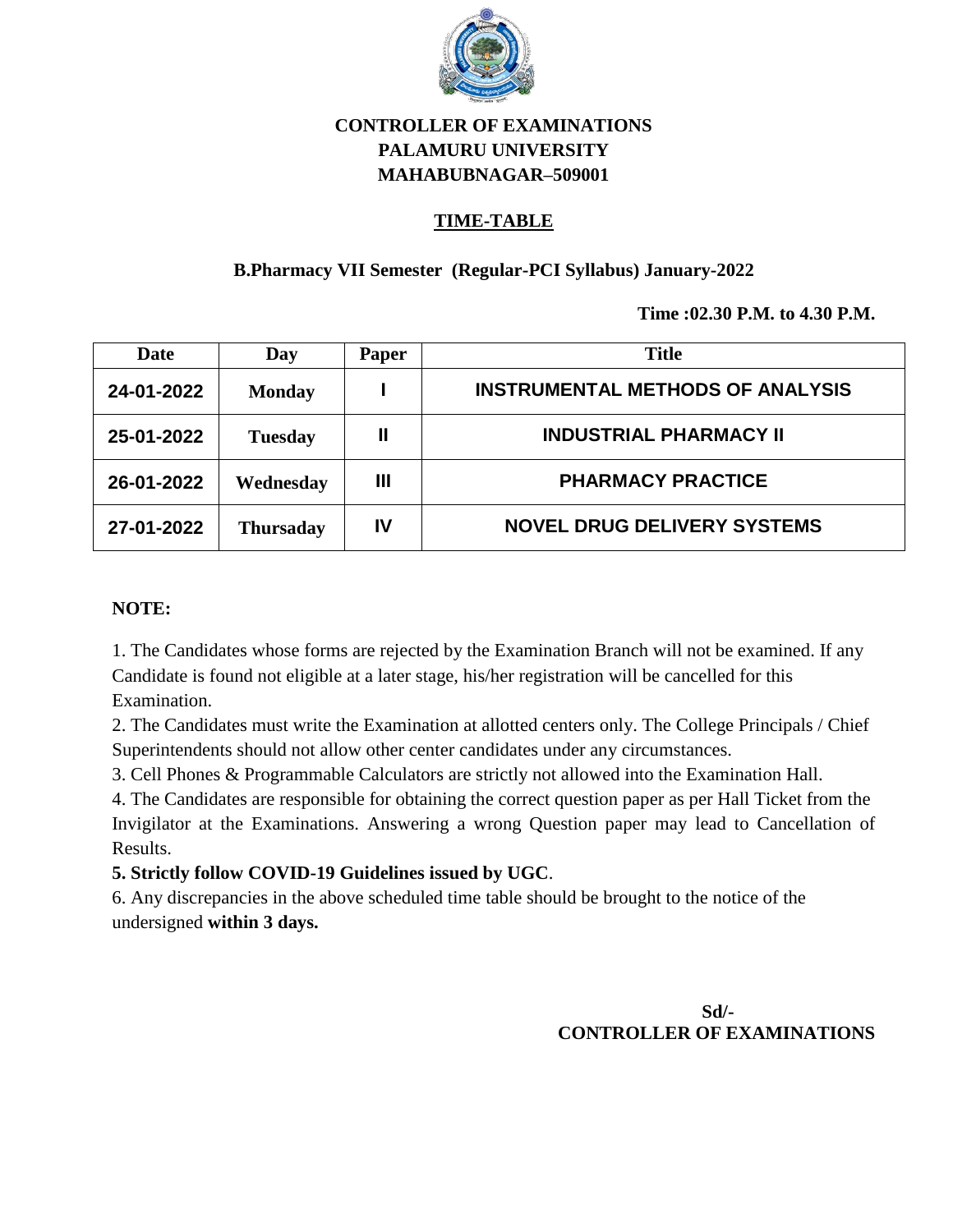**CONTROLLER OF EXAMINATIONS**
**PALAMURU UNIVERSITY**
**MAHABUBNAGAR–509001**

## TIME-TABLE

### B.Pharmacy VII Semester (Regular-PCI Syllabus) January-2022

**Time :02.30 P.M. to 4.30 P.M.**

| Date | Day | Paper | Title |
|---|---|---|---|
| 24-01-2022 | Monday | I | INSTRUMENTAL METHODS OF ANALYSIS |
| 25-01-2022 | Tuesday | II | INDUSTRIAL PHARMACY II |
| 26-01-2022 | Wednesday | III | PHARMACY PRACTICE |
| 27-01-2022 | Thursaday | IV | NOVEL DRUG DELIVERY SYSTEMS |

**NOTE:**

1. The Candidates whose forms are rejected by the Examination Branch will not be examined. If any Candidate is found not eligible at a later stage, his/her registration will be cancelled for this Examination.
2. The Candidates must write the Examination at allotted centers only. The College Principals / Chief Superintendents should not allow other center candidates under any circumstances.
3. Cell Phones & Programmable Calculators are strictly not allowed into the Examination Hall.
4. The Candidates are responsible for obtaining the correct question paper as per Hall Ticket from the Invigilator at the Examinations. Answering a wrong Question paper may lead to Cancellation of Results.
5. **Strictly follow COVID-19 Guidelines issued by UGC**.
6. Any discrepancies in the above scheduled time table should be brought to the notice of the undersigned **within 3 days.**

**Sd/-**
**CONTROLLER OF EXAMINATIONS**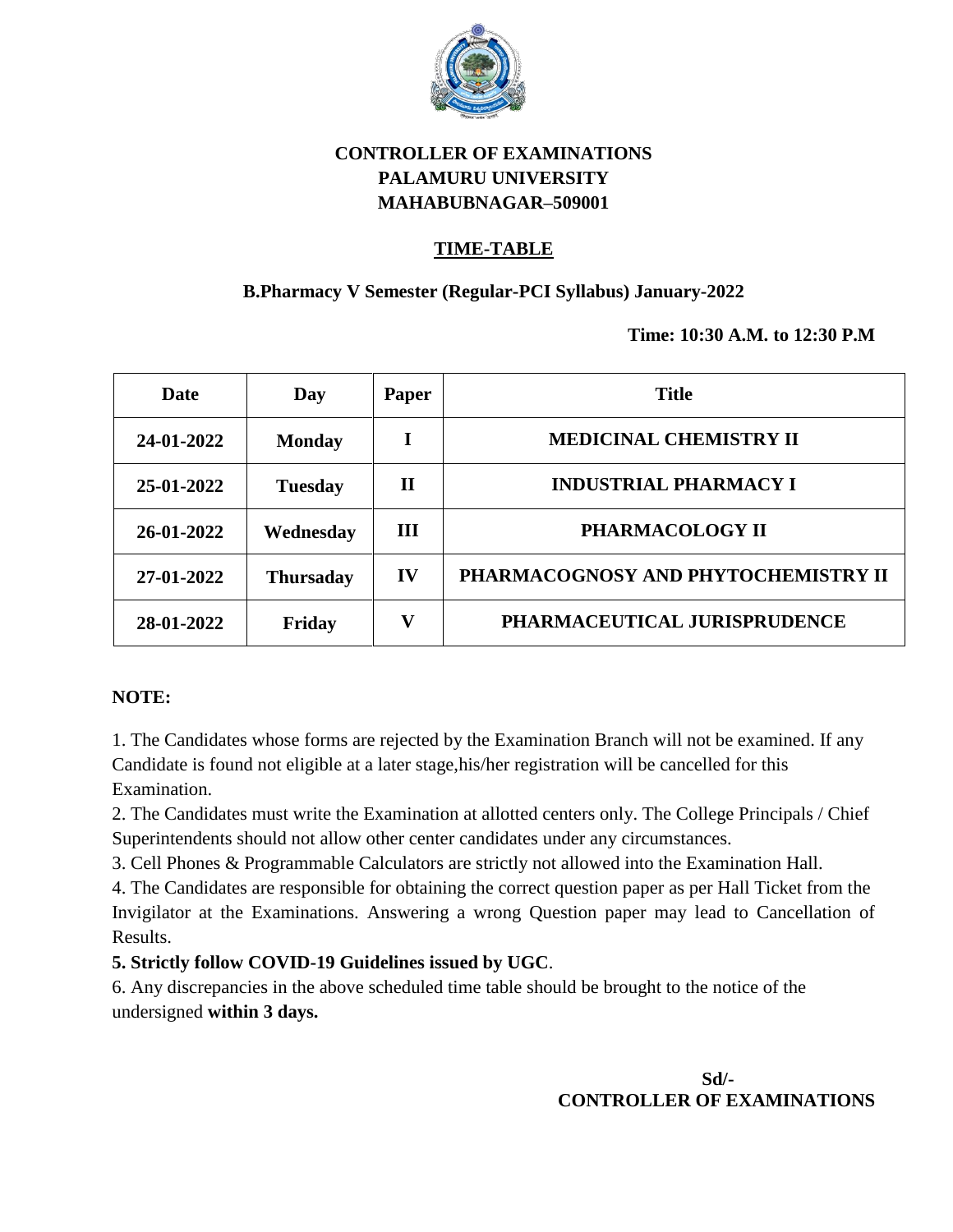**CONTROLLER OF EXAMINATIONS**
**PALAMURU UNIVERSITY**
**MAHABUBNAGAR–509001**

## TIME-TABLE

**B.Pharmacy V Semester (Regular-PCI Syllabus) January-2022**

**Time: 10:30 A.M. to 12:30 P.M**

| Date | Day | Paper | Title |
|---|---|---|---|
| 24-01-2022 | Monday | I | MEDICINAL CHEMISTRY II |
| 25-01-2022 | Tuesday | II | INDUSTRIAL PHARMACY I |
| 26-01-2022 | Wednesday | III | PHARMACOLOGY II |
| 27-01-2022 | Thursday | IV | PHARMACOGNOSY AND PHYTOCHEMISTRY II |
| 28-01-2022 | Friday | V | PHARMACEUTICAL JURISPRUDENCE |

**NOTE:**

1. The Candidates whose forms are rejected by the Examination Branch will not be examined. If any Candidate is found not eligible at a later stage,his/her registration will be cancelled for this Examination.
2. The Candidates must write the Examination at allotted centers only. The College Principals / Chief Superintendents should not allow other center candidates under any circumstances.
3. Cell Phones & Programmable Calculators are strictly not allowed into the Examination Hall.
4. The Candidates are responsible for obtaining the correct question paper as per Hall Ticket from the Invigilator at the Examinations. Answering a wrong Question paper may lead to Cancellation of Results.
5. **Strictly follow COVID-19 Guidelines issued by UGC**.
6. Any discrepancies in the above scheduled time table should be brought to the notice of the undersigned **within 3 days.**

**Sd/-**
**CONTROLLER OF EXAMINATIONS**